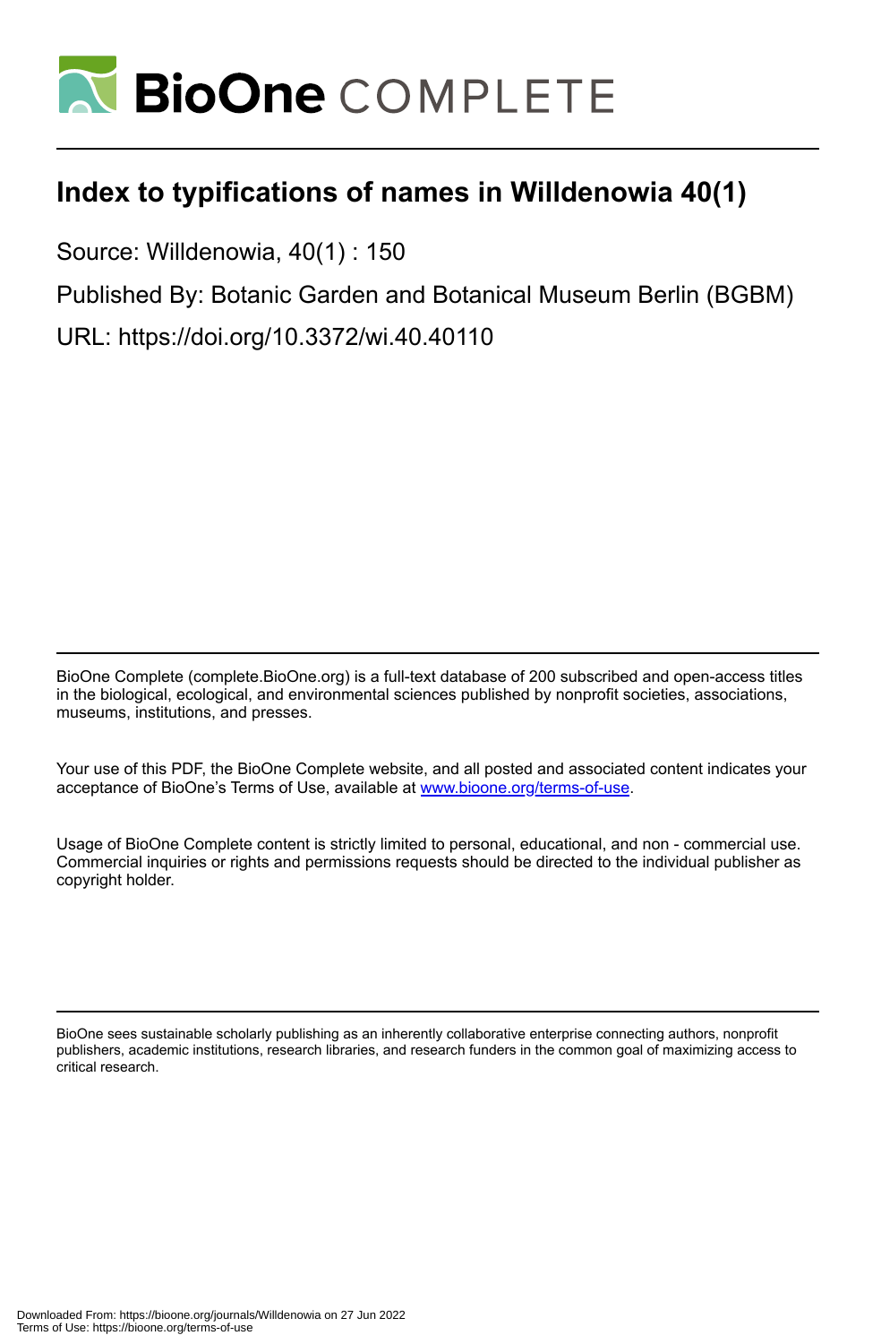# Index to typifications of names in Willdenowia 40(1)

Source: Willdenowia, 40(1) : 150

Published By: Botanic Garden and Botanical Museum Berlin (BGBM)

URL: https://doi.org/10.3372/wi.40.40110

BioOne Complete (complete.BioOne.org) is a full-text database of 200 subscribed and open-access titles in the biological, ecological, and environmental sciences published by nonprofit societies, associations, museums, institutions, and presses.

Your use of this PDF, the BioOne Complete website, and all posted and associated content indicates your acceptance of BioOne's Terms of Use, available at www.bioone.org/terms-of-use.

Usage of BioOne Complete content is strictly limited to personal, educational, and non - commercial use. Commercial inquiries or rights and permissions requests should be directed to the individual publisher as copyright holder.

BioOne sees sustainable scholarly publishing as an inherently collaborative enterprise connecting authors, nonprofit publishers, academic institutions, research libraries, and research funders in the common goal of maximizing access to critical research.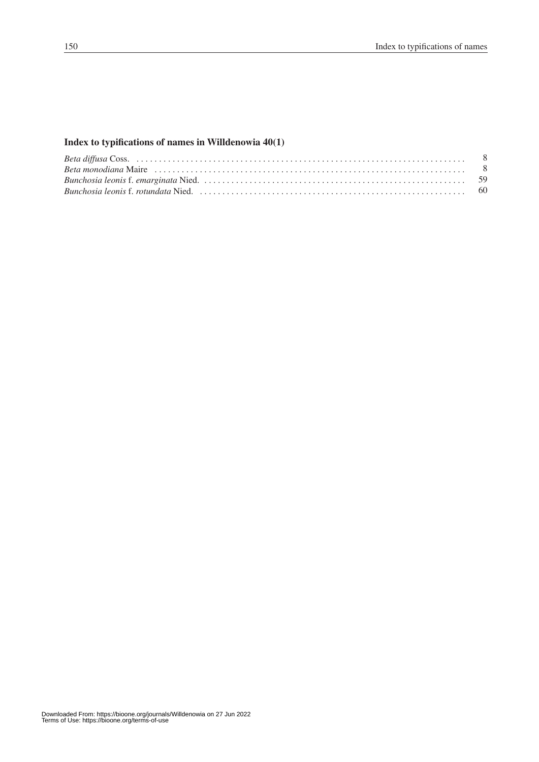## Index to typifications of names in Willdenowia 40(1)

| | |
|---|---|
| *Beta diffusa* Coss. | 8 |
| *Beta monodiana* Maire | 8 |
| *Bunchosia leonis* f. *emarginata* Nied. | 59 |
| *Bunchosia leonis* f. *rotundata* Nied. | 60 |

Downloaded From: https://bioone.org/journals/Willdenowia on 27 Jun 2022
Terms of Use: https://bioone.org/terms-of-use